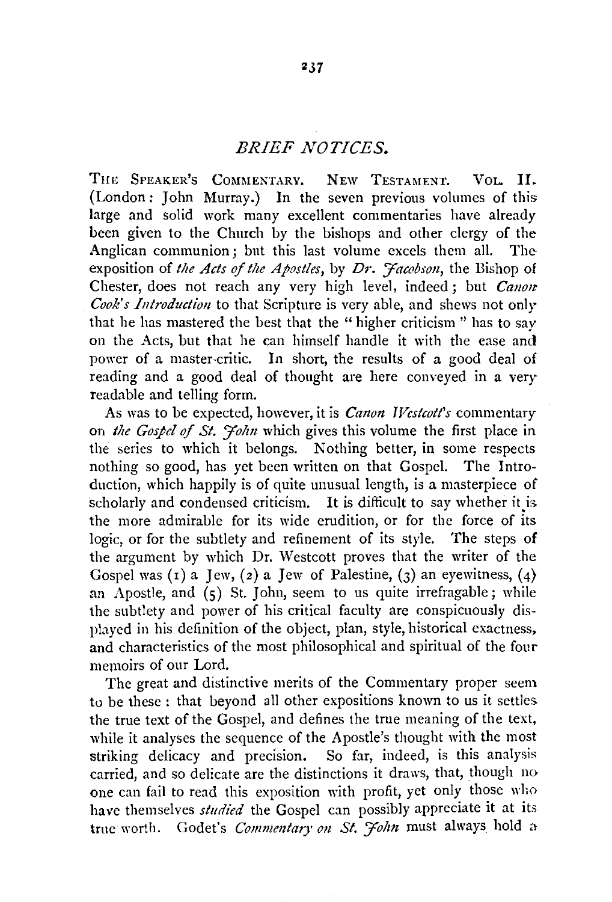## *BRIEF NOTICES.*

THE SPEAKER'S COMMENTARY. NEW TESTAMENT. VOL. II. (London: John Murray.) In the seven previous volumes of this large and solid work many excellent commentaries have already been given to the Church by the bishops and other clergy of the Anglican communion; but this last volume excels them all. The exposition of *the Acts of the Apostles*, by *Dr. Jacobson*, the Bishop of Chester, does not reach any very high level, indeed; but *Canon Cook's Introduction* to that Scripture is very able, and shews not only that he has mastered the best that the "higher criticism" has to say on the Acts, but that he can himself handle it with the ease and power of a master-critic. In short, the results of a good deal of reading and a good deal of thought are here conveyed in a very readable and telling form.

As was to be expected, however, it is *Canon Westcott's* commentary on *the Gospel of St. John* which gives this volume the first place in the series to which it belongs. Nothing better, in some respects nothing so good, has yet been written on that Gospel. The Introduction, which happily is of quite unusual length, is a masterpiece of scholarly and condensed criticism. It is difficult to say whether it is the more admirable for its wide erudition, or for the force of its logic, or for the subtlety and refinement of its style. The steps of the argument by which Dr. Westcott proves that the writer of the Gospel was (1) a Jew, (2) a Jew of Palestine, (3) an eyewitness, (4) an Apostle, and (5) St. John, seem to us quite irrefragable; while the subtlety and power of his critical faculty are conspicuously displayed in his definition of the object, plan, style, historical exactness, and characteristics of the most philosophical and spiritual of the four memoirs of our Lord.

The great and distinctive merits of the Commentary proper seem to be these: that beyond all other expositions known to us it settles the true text of the Gospel, and defines the true meaning of the text, while it analyses the sequence of the Apostle's thought with the most striking delicacy and precision. So far, indeed, is this analysis carried, and so delicate are the distinctions it draws, that, though no one can fail to read this exposition with profit, yet only those who have themselves *studied* the Gospel can possibly appreciate it at its true worth. Godet's *Commentary on St. John* must always hold a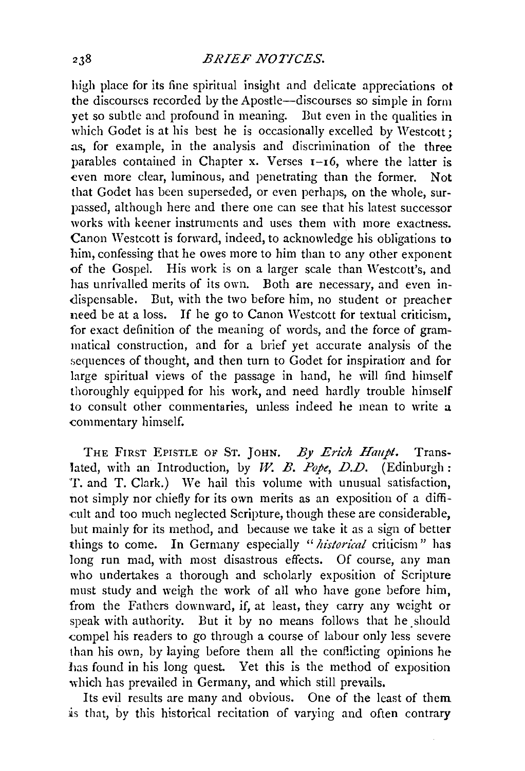high place for its fine spiritual insight and delicate appreciations of the discourses recorded by the Apostle—discourses so simple in form yet so subtle and profound in meaning. But even in the qualities in which Godet is at his best he is occasionally excelled by Westcott; as, for example, in the analysis and discrimination of the three parables contained in Chapter x. Verses 1–16, where the latter is even more clear, luminous, and penetrating than the former. Not that Godet has been superseded, or even perhaps, on the whole, surpassed, although here and there one can see that his latest successor works with keener instruments and uses them with more exactness. Canon Westcott is forward, indeed, to acknowledge his obligations to him, confessing that he owes more to him than to any other exponent of the Gospel. His work is on a larger scale than Westcott's, and has unrivalled merits of its own. Both are necessary, and even indispensable. But, with the two before him, no student or preacher need be at a loss. If he go to Canon Westcott for textual criticism, for exact definition of the meaning of words, and the force of grammatical construction, and for a brief yet accurate analysis of the sequences of thought, and then turn to Godet for inspiration and for large spiritual views of the passage in hand, he will find himself thoroughly equipped for his work, and need hardly trouble himself to consult other commentaries, unless indeed he mean to write a commentary himself.

THE FIRST EPISTLE OF ST. JOHN. *By Erich Haupt.* Translated, with an Introduction, by *W. B. Pope, D.D.* (Edinburgh: T. and T. Clark.) We hail this volume with unusual satisfaction, not simply nor chiefly for its own merits as an exposition of a difficult and too much neglected Scripture, though these are considerable, but mainly for its method, and because we take it as a sign of better things to come. In Germany especially "*historical* criticism" has long run mad, with most disastrous effects. Of course, any man who undertakes a thorough and scholarly exposition of Scripture must study and weigh the work of all who have gone before him, from the Fathers downward, if, at least, they carry any weight or speak with authority. But it by no means follows that he should compel his readers to go through a course of labour only less severe than his own, by laying before them all the conflicting opinions he has found in his long quest. Yet this is the method of exposition which has prevailed in Germany, and which still prevails.

Its evil results are many and obvious. One of the least of them is that, by this historical recitation of varying and often contrary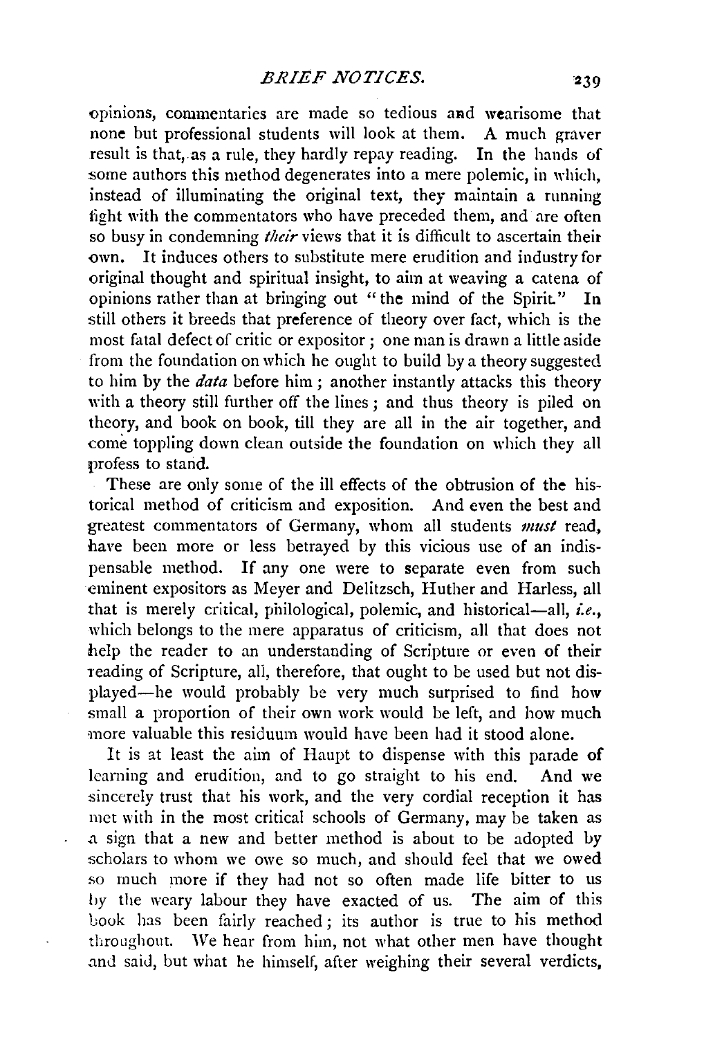opinions, commentaries are made so tedious and wearisome that none but professional students will look at them. A much graver result is that, as a rule, they hardly repay reading. In the hands of some authors this method degenerates into a mere polemic, in which, instead of illuminating the original text, they maintain a running fight with the commentators who have preceded them, and are often so busy in condemning *their* views that it is difficult to ascertain their own. It induces others to substitute mere erudition and industry for original thought and spiritual insight, to aim at weaving a catena of opinions rather than at bringing out "the mind of the Spirit." In still others it breeds that preference of theory over fact, which is the most fatal defect of critic or expositor; one man is drawn a little aside from the foundation on which he ought to build by a theory suggested to him by the *data* before him; another instantly attacks this theory with a theory still further off the lines; and thus theory is piled on theory, and book on book, till they are all in the air together, and come toppling down clean outside the foundation on which they all profess to stand.

These are only some of the ill effects of the obtrusion of the historical method of criticism and exposition. And even the best and greatest commentators of Germany, whom all students *must* read, have been more or less betrayed by this vicious use of an indispensable method. If any one were to separate even from such eminent expositors as Meyer and Delitzsch, Huther and Harless, all that is merely critical, philological, polemic, and historical—all, *i.e.*, which belongs to the mere apparatus of criticism, all that does not help the reader to an understanding of Scripture or even of their reading of Scripture, all, therefore, that ought to be used but not displayed—he would probably be very much surprised to find how small a proportion of their own work would be left, and how much more valuable this residuum would have been had it stood alone.

It is at least the aim of Haupt to dispense with this parade of learning and erudition, and to go straight to his end. And we sincerely trust that his work, and the very cordial reception it has met with in the most critical schools of Germany, may be taken as a sign that a new and better method is about to be adopted by scholars to whom we owe so much, and should feel that we owed so much more if they had not so often made life bitter to us by the weary labour they have exacted of us. The aim of this book has been fairly reached; its author is true to his method throughout. We hear from him, not what other men have thought and said, but what he himself, after weighing their several verdicts,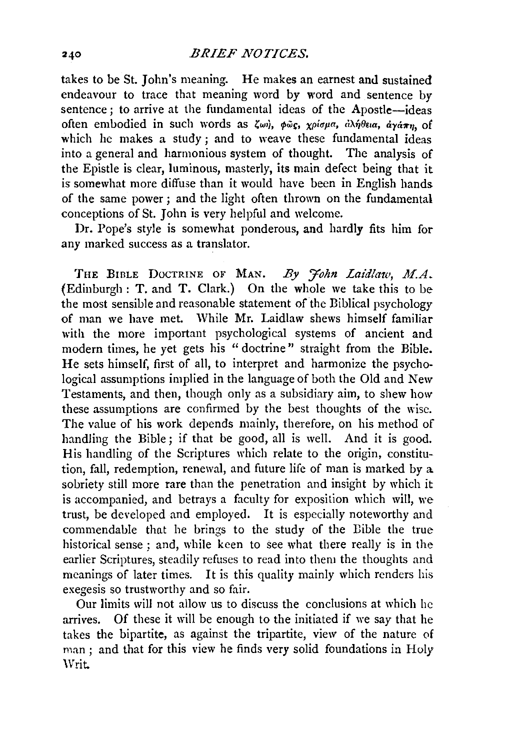takes to be St. John's meaning. He makes an earnest and sustained endeavour to trace that meaning word by word and sentence by sentence; to arrive at the fundamental ideas of the Apostle—ideas often embodied in such words as ζωή, φῶς, χρίσμα, ἀλήθεια, ἀγάπη, of which he makes a study; and to weave these fundamental ideas into a general and harmonious system of thought. The analysis of the Epistle is clear, luminous, masterly, its main defect being that it is somewhat more diffuse than it would have been in English hands of the same power; and the light often thrown on the fundamental conceptions of St. John is very helpful and welcome.

Dr. Pope's style is somewhat ponderous, and hardly fits him for any marked success as a translator.

THE BIBLE DOCTRINE OF MAN. *By John Laidlaw, M.A.* (Edinburgh: T. and T. Clark.) On the whole we take this to be the most sensible and reasonable statement of the Biblical psychology of man we have met. While Mr. Laidlaw shews himself familiar with the more important psychological systems of ancient and modern times, he yet gets his "doctrine" straight from the Bible. He sets himself, first of all, to interpret and harmonize the psychological assumptions implied in the language of both the Old and New Testaments, and then, though only as a subsidiary aim, to shew how these assumptions are confirmed by the best thoughts of the wise. The value of his work depends mainly, therefore, on his method of handling the Bible; if that be good, all is well. And it is good. His handling of the Scriptures which relate to the origin, constitution, fall, redemption, renewal, and future life of man is marked by a sobriety still more rare than the penetration and insight by which it is accompanied, and betrays a faculty for exposition which will, we trust, be developed and employed. It is especially noteworthy and commendable that he brings to the study of the Bible the true historical sense; and, while keen to see what there really is in the earlier Scriptures, steadily refuses to read into them the thoughts and meanings of later times. It is this quality mainly which renders his exegesis so trustworthy and so fair.

Our limits will not allow us to discuss the conclusions at which he arrives. Of these it will be enough to the initiated if we say that he takes the bipartite, as against the tripartite, view of the nature of man; and that for this view he finds very solid foundations in Holy Writ.